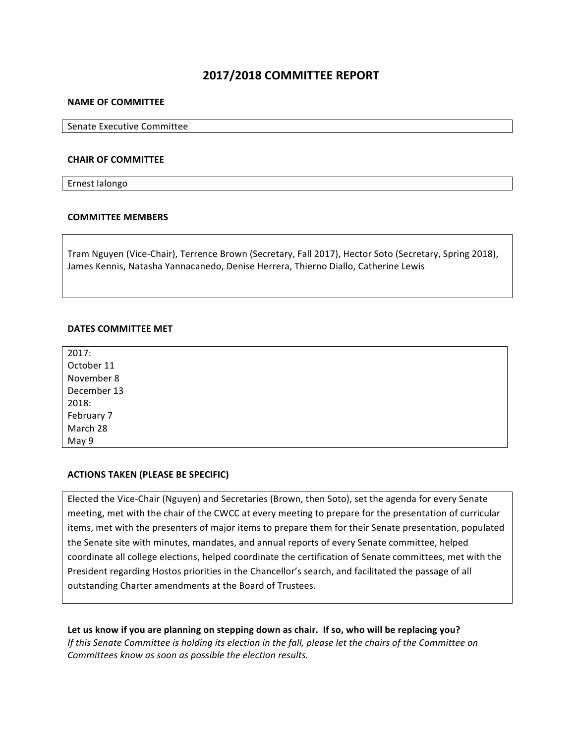# 2017/2018 COMMITTEE REPORT

**NAME OF COMMITTEE**

Senate Executive Committee

**CHAIR OF COMMITTEE**

Ernest Ialongo

**COMMITTEE MEMBERS**

Tram Nguyen (Vice-Chair), Terrence Brown (Secretary, Fall 2017), Hector Soto (Secretary, Spring 2018), James Kennis, Natasha Yannacanedo, Denise Herrera, Thierno Diallo, Catherine Lewis

**DATES COMMITTEE MET**

2017:
October 11
November 8
December 13
2018:
February 7
March 28
May 9

**ACTIONS TAKEN (PLEASE BE SPECIFIC)**

Elected the Vice-Chair (Nguyen) and Secretaries (Brown, then Soto), set the agenda for every Senate meeting, met with the chair of the CWCC at every meeting to prepare for the presentation of curricular items, met with the presenters of major items to prepare them for their Senate presentation, populated the Senate site with minutes, mandates, and annual reports of every Senate committee, helped coordinate all college elections, helped coordinate the certification of Senate committees, met with the President regarding Hostos priorities in the Chancellor's search, and facilitated the passage of all outstanding Charter amendments at the Board of Trustees.

**Let us know if you are planning on stepping down as chair. If so, who will be replacing you?**
*If this Senate Committee is holding its election in the fall, please let the chairs of the Committee on Committees know as soon as possible the election results.*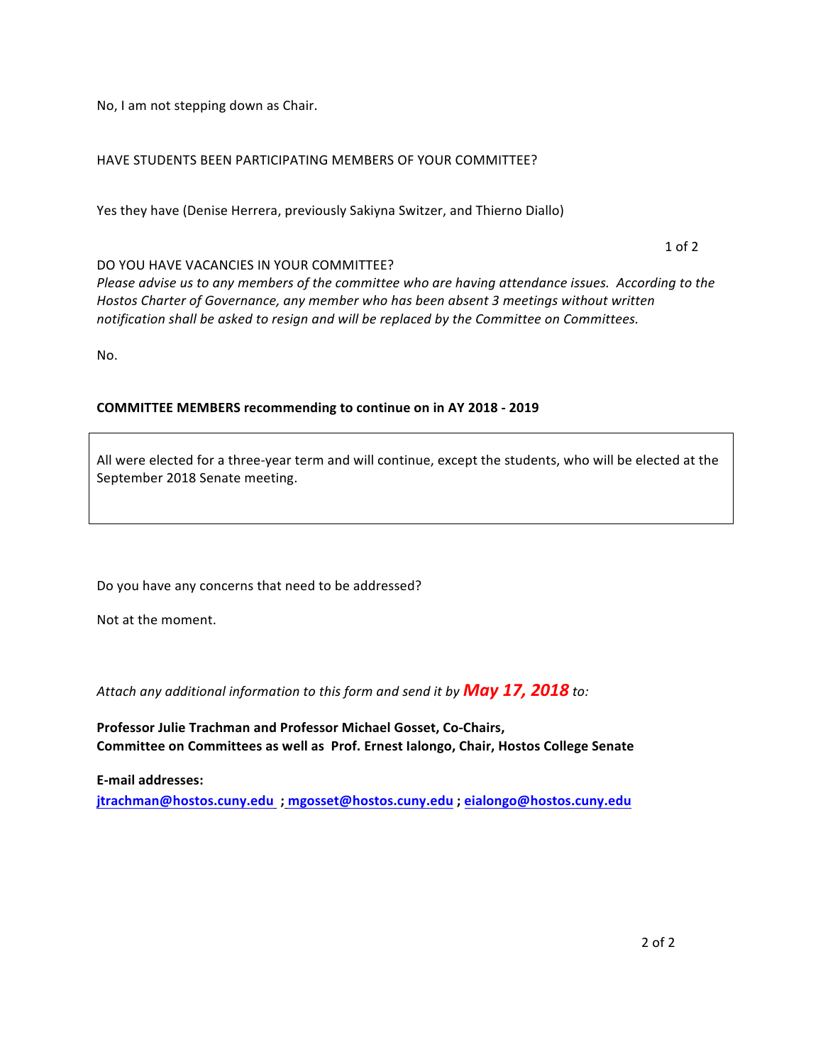No, I am not stepping down as Chair.

HAVE STUDENTS BEEN PARTICIPATING MEMBERS OF YOUR COMMITTEE?

Yes they have (Denise Herrera, previously Sakiyna Switzer, and Thierno Diallo)

DO YOU HAVE VACANCIES IN YOUR COMMITTEE?
*Please advise us to any members of the committee who are having attendance issues. According to the Hostos Charter of Governance, any member who has been absent 3 meetings without written notification shall be asked to resign and will be replaced by the Committee on Committees.*

No.

**COMMITTEE MEMBERS recommending to continue on in AY 2018 - 2019**

All were elected for a three-year term and will continue, except the students, who will be elected at the September 2018 Senate meeting.

Do you have any concerns that need to be addressed?

Not at the moment.

*Attach any additional information to this form and send it by* ***May 17, 2018*** *to:*

**Professor Julie Trachman and Professor Michael Gosset, Co-Chairs,**
**Committee on Committees as well as Prof. Ernest Ialongo, Chair, Hostos College Senate**

**E-mail addresses:**
**jtrachman@hostos.cuny.edu ; mgosset@hostos.cuny.edu ; eialongo@hostos.cuny.edu**